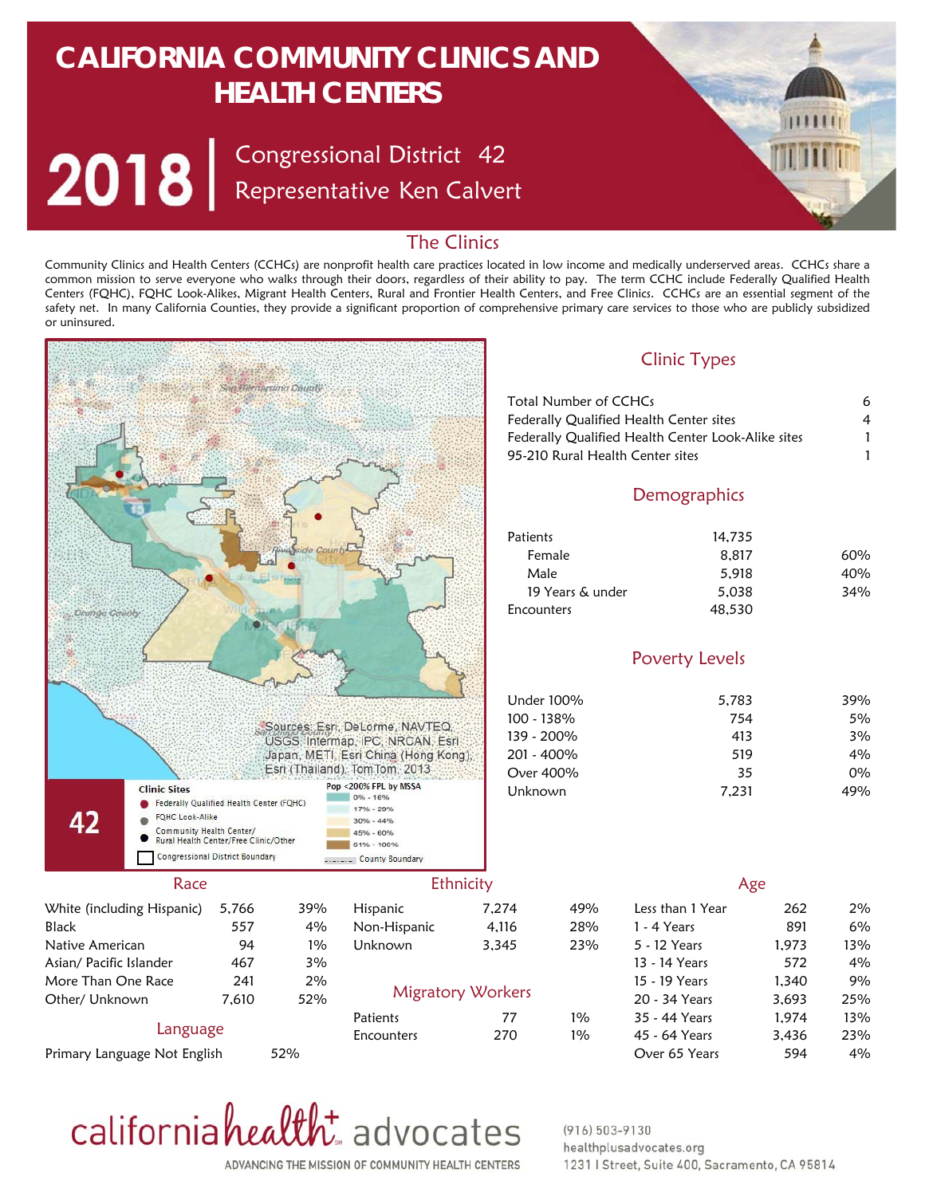# CALIFORNIA COMMUNITY CLINICS AND HEALTH CENTERS

## 2018 | Congressional District 42
## Representative Ken Calvert

### The Clinics

Community Clinics and Health Centers (CCHCs) are nonprofit health care practices located in low income and medically underserved areas. CCHCs share a common mission to serve everyone who walks through their doors, regardless of their ability to pay. The term CCHC include Federally Qualified Health Centers (FQHC), FQHC Look-Alikes, Migrant Health Centers, Rural and Frontier Health Centers, and Free Clinics. CCHCs are an essential segment of the safety net. In many California Counties, they provide a significant proportion of comprehensive primary care services to those who are publicly subsidized or uninsured.

Sources: Esri, DeLorme, NAVTEQ, USGS, Intermap, iPC, NRCAN, Esri Japan, METI, Esri China (Hong Kong), Esri (Thailand), TomTom, 2013

**42**

**Clinic Sites**
- Federally Qualified Health Center (FQHC)
- FQHC Look-Alike
- Community Health Center/ Rural Health Center/Free Clinic/Other
- Congressional District Boundary

**Pop <200% FPL by MSSA**
- 0% - 16%
- 17% - 29%
- 30% - 44%
- 45% - 60%
- 61% - 100%
- County Boundary

### Clinic Types

| | |
|---|---|
| Total Number of CCHCs | 6 |
| Federally Qualified Health Center sites | 4 |
| Federally Qualified Health Center Look-Alike sites | 1 |
| 95-210 Rural Health Center sites | 1 |

### Demographics

| | | |
|---|---|---|
| Patients | 14,735 | |
| Female | 8,817 | 60% |
| Male | 5,918 | 40% |
| 19 Years & under | 5,038 | 34% |
| Encounters | 48,530 | |

### Poverty Levels

| | | |
|---|---|---|
| Under 100% | 5,783 | 39% |
| 100 - 138% | 754 | 5% |
| 139 - 200% | 413 | 3% |
| 201 - 400% | 519 | 4% |
| Over 400% | 35 | 0% |
| Unknown | 7,231 | 49% |

### Race

| | | |
|---|---|---|
| White (including Hispanic) | 5,766 | 39% |
| Black | 557 | 4% |
| Native American | 94 | 1% |
| Asian/ Pacific Islander | 467 | 3% |
| More Than One Race | 241 | 2% |
| Other/ Unknown | 7,610 | 52% |

### Language

| | |
|---|---|
| Primary Language Not English | 52% |

### Ethnicity

| | | |
|---|---|---|
| Hispanic | 7,274 | 49% |
| Non-Hispanic | 4,116 | 28% |
| Unknown | 3,345 | 23% |

### Migratory Workers

| | | |
|---|---|---|
| Patients | 77 | 1% |
| Encounters | 270 | 1% |

### Age

| | | |
|---|---|---|
| Less than 1 Year | 262 | 2% |
| 1 - 4 Years | 891 | 6% |
| 5 - 12 Years | 1,973 | 13% |
| 13 - 14 Years | 572 | 4% |
| 15 - 19 Years | 1,340 | 9% |
| 20 - 34 Years | 3,693 | 25% |
| 35 - 44 Years | 1,974 | 13% |
| 45 - 64 Years | 3,436 | 23% |
| Over 65 Years | 594 | 4% |

california health+ advocates
ADVANCING THE MISSION OF COMMUNITY HEALTH CENTERS

(916) 503-9130
healthplusadvocates.org
1231 I Street, Suite 400, Sacramento, CA 95814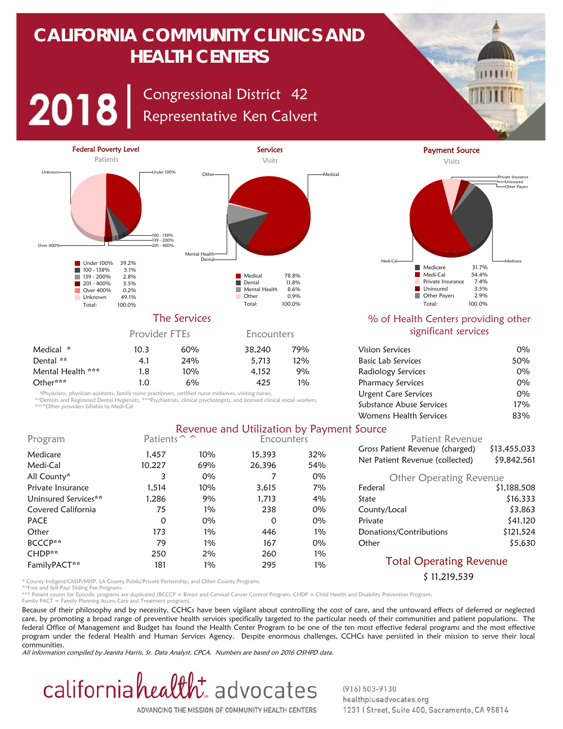# CALIFORNIA COMMUNITY CLINICS AND HEALTH CENTERS

## 2018 | Congressional District 42
## Representative Ken Calvert

### Federal Poverty Level
Patients

Unknown
Under 100%
100 - 138%
139 - 200%
201 - 400%
Over 400%

Under 100% 39.2%
100 - 138% 5.1%
139 - 200% 2.8%
201 - 400% 3.5%
Over 400% 0.2%
Unknown 49.1%
Total: 100.0%

### Services
Visits

Other
Medical
Mental Health
Dental

Medical 78.8%
Dental 11.8%
Mental Health 8.6%
Other 0.9%
Total: 100.0%

### Payment Source
Visits

Private Insurance
Uninsured
Other Payers
Medi-Cal
Medicare

Medicare 31.7%
Medi-Cal 54.4%
Private Insurance 7.4%
Uninsured 3.5%
Other Payers 2.9%
Total: 100.0%

## The Services

| | Provider FTEs | | Encounters | |
|---|---|---|---|---|
| Medical * | 10.3 | 60% | 38,240 | 79% |
| Dental ** | 4.1 | 24% | 5,713 | 12% |
| Mental Health *** | 1.8 | 10% | 4,152 | 9% |
| Other*** | 1.0 | 6% | 425 | 1% |

*Physicians, physician assistants, family nurse practioners, certified nurse midwives, visiting nurses.
**Dentists and Registered Dental Hygienists, ***Psychiatrists, clinical psychologists, and licensed clinical social workers.
****Other providers billable to Medi-Cal

## % of Health Centers providing other significant services

| | |
|---|---|
| Vision Services | 0% |
| Basic Lab Services | 50% |
| Radiology Services | 0% |
| Pharmacy Services | 0% |
| Urgent Care Services | 0% |
| Substance Abuse Services | 17% |
| Womens Health Services | 83% |

## Revenue and Utilization by Payment Source

| Program | Patients^ ^ | | Encounters | |
|---|---|---|---|---|
| Medicare | 1,457 | 10% | 15,393 | 32% |
| Medi-Cal | 10,227 | 69% | 26,396 | 54% |
| All County* | 3 | 0% | 7 | 0% |
| Private Insurance | 1,514 | 10% | 3,615 | 7% |
| Uninsured Services** | 1,286 | 9% | 1,713 | 4% |
| Covered California | 75 | 1% | 238 | 0% |
| PACE | 0 | 0% | 0 | 0% |
| Other | 173 | 1% | 446 | 1% |
| BCCCP** | 79 | 1% | 167 | 0% |
| CHDP** | 250 | 2% | 260 | 1% |
| FamilyPACT** | 181 | 1% | 295 | 1% |

### Patient Revenue

| | |
|---|---|
| Gross Patient Revenue (charged) | $13,455,033 |
| Net Patient Revenue (collected) | $9,842,561 |

### Other Operating Revenue

| | |
|---|---|
| Federal | $1,188,508 |
| State | $16,333 |
| County/Local | $3,863 |
| Private | $41,120 |
| Donations/Contributions | $121,524 |
| Other | $5,630 |

### Total Operating Revenue
$ 11,219,539

* County Indigent/CMSP/MISP, LA County Public/Private Parternship, and Other County Programs.
**Free and Self-Pay/ Sliding Fee Programs.
*** Patient counts for Episodic programs are duplicated (BCCCP = Breast and Cervical Cancer Control Program; CHDP = Child Health and Disability Prevention Program;
Family PACT = Family Planning Access Care and Treatment program).

Because of their philosophy and by necessity, CCHCs have been vigilant about controlling the cost of care, and the untoward effects of deferred or neglected care, by promoting a broad range of preventive health services specifically targeted to the particular needs of their communities and patient populations. The federal Office of Management and Budget has found the Health Center Program to be one of the ten most effective federal programs and the most effective program under the federal Health and Human Services Agency. Despite enormous challenges, CCHCs have persisted in their mission to serve their local communities.

*All information compiled by Jeanita Harris, Sr. Data Analyst, CPCA. Numbers are based on 2016 OSHPD data.*

california health+ advocates
ADVANCING THE MISSION OF COMMUNITY HEALTH CENTERS

(916) 503-9130
healthplusadvocates.org
1231 I Street, Suite 400, Sacramento, CA 95814